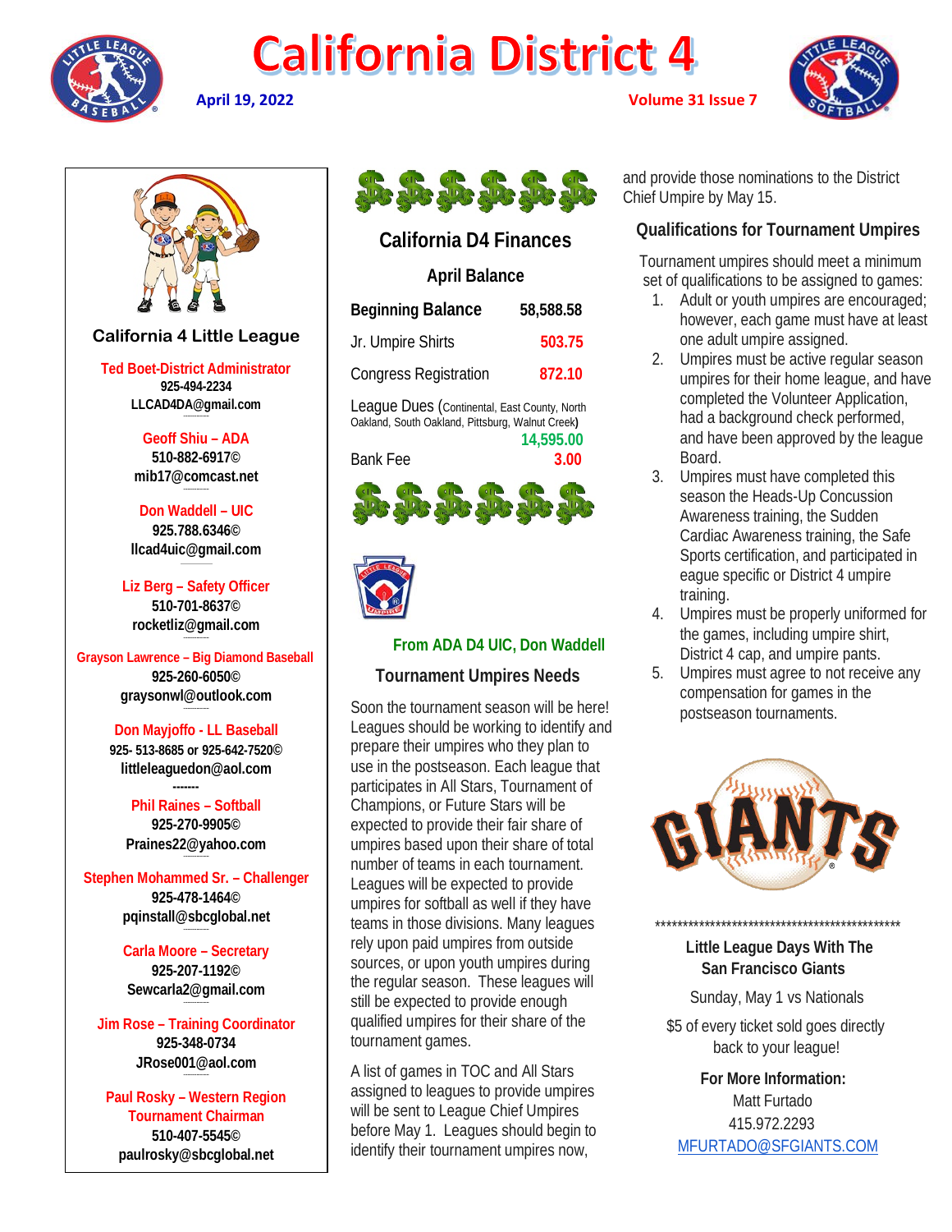# California District 4

**April 19, 2022** — **Volume 31 Issue 7**

## California 4 Little League

**Ted Boet-District Administrator**
925-494-2234
LLCAD4DA@gmail.com

**Geoff Shiu – ADA**
510-882-6917©
mib17@comcast.net

**Don Waddell – UIC**
925.788.6346©
llcad4uic@gmail.com

**Liz Berg – Safety Officer**
510-701-8637©
rocketliz@gmail.com

**Grayson Lawrence – Big Diamond Baseball**
925-260-6050©
graysonwl@outlook.com

**Don Mayjoffo - LL Baseball**
925- 513-8685 or 925-642-7520©
littleleaguedon@aol.com

-------

**Phil Raines – Softball**
925-270-9905©
Praines22@yahoo.com

**Stephen Mohammed Sr. – Challenger**
925-478-1464©
pqinstall@sbcglobal.net

**Carla Moore – Secretary**
925-207-1192©
Sewcarla2@gmail.com

**Jim Rose – Training Coordinator**
925-348-0734
JRose001@aol.com

**Paul Rosky – Western Region Tournament Chairman**
510-407-5545©
paulrosky@sbcglobal.net

## California D4 Finances

### April Balance

| **Beginning Balance** | **58,588.58** |
|---|---|
| Jr. Umpire Shirts | 503.75 |
| Congress Registration | 872.10 |
| League Dues (Continental, East County, North Oakland, South Oakland, Pittsburg, Walnut Creek) | 14,595.00 |
| Bank Fee | 3.00 |

**From ADA D4 UIC, Don Waddell**

### Tournament Umpires Needs

Soon the tournament season will be here! Leagues should be working to identify and prepare their umpires who they plan to use in the postseason. Each league that participates in All Stars, Tournament of Champions, or Future Stars will be expected to provide their fair share of umpires based upon their share of total number of teams in each tournament. Leagues will be expected to provide umpires for softball as well if they have teams in those divisions. Many leagues rely upon paid umpires from outside sources, or upon youth umpires during the regular season. These leagues will still be expected to provide enough qualified umpires for their share of the tournament games.

A list of games in TOC and All Stars assigned to leagues to provide umpires will be sent to League Chief Umpires before May 1. Leagues should begin to identify their tournament umpires now, and provide those nominations to the District Chief Umpire by May 15.

### Qualifications for Tournament Umpires

Tournament umpires should meet a minimum set of qualifications to be assigned to games:

1. Adult or youth umpires are encouraged; however, each game must have at least one adult umpire assigned.
2. Umpires must be active regular season umpires for their home league, and have completed the Volunteer Application, had a background check performed, and have been approved by the league Board.
3. Umpires must have completed this season the Heads-Up Concussion Awareness training, the Sudden Cardiac Awareness training, the Safe Sports certification, and participated in eague specific or District 4 umpire training.
4. Umpires must be properly uniformed for the games, including umpire shirt, District 4 cap, and umpire pants.
5. Umpires must agree to not receive any compensation for games in the postseason tournaments.

************************************************

**Little League Days With The San Francisco Giants**

Sunday, May 1 vs Nationals

$5 of every ticket sold goes directly back to your league!

**For More Information:**
Matt Furtado
415.972.2293
MFURTADO@SFGIANTS.COM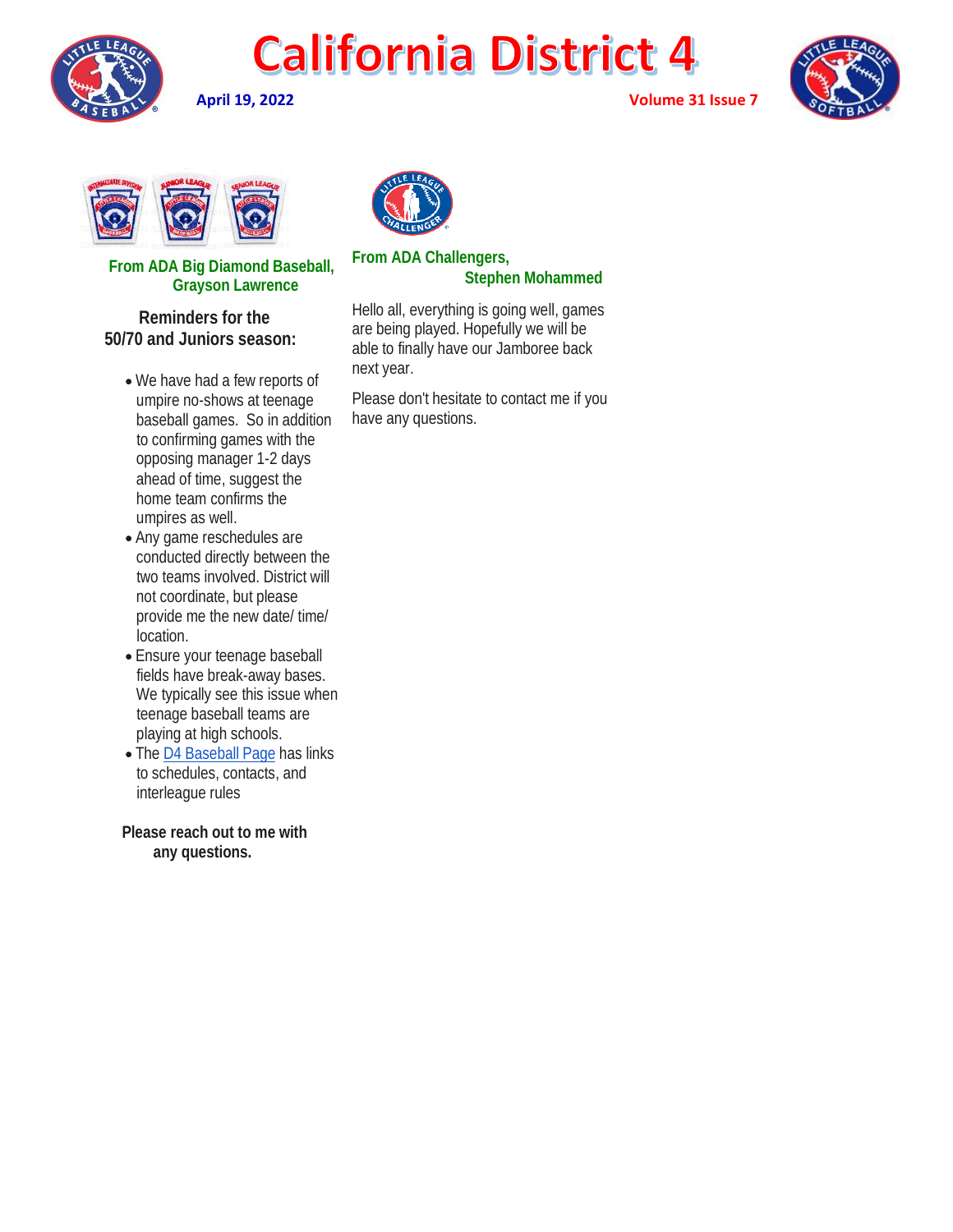# California District 4

**April 19, 2022**

**Volume 31 Issue 7**

## From ADA Big Diamond Baseball, Grayson Lawrence

### Reminders for the 50/70 and Juniors season:

- We have had a few reports of umpire no-shows at teenage baseball games. So in addition to confirming games with the opposing manager 1-2 days ahead of time, suggest the home team confirms the umpires as well.
- Any game reschedules are conducted directly between the two teams involved. District will not coordinate, but please provide me the new date/ time/ location.
- Ensure your teenage baseball fields have break-away bases. We typically see this issue when teenage baseball teams are playing at high schools.
- The D4 Baseball Page has links to schedules, contacts, and interleague rules

**Please reach out to me with any questions.**

## From ADA Challengers, Stephen Mohammed

Hello all, everything is going well, games are being played. Hopefully we will be able to finally have our Jamboree back next year.

Please don't hesitate to contact me if you have any questions.